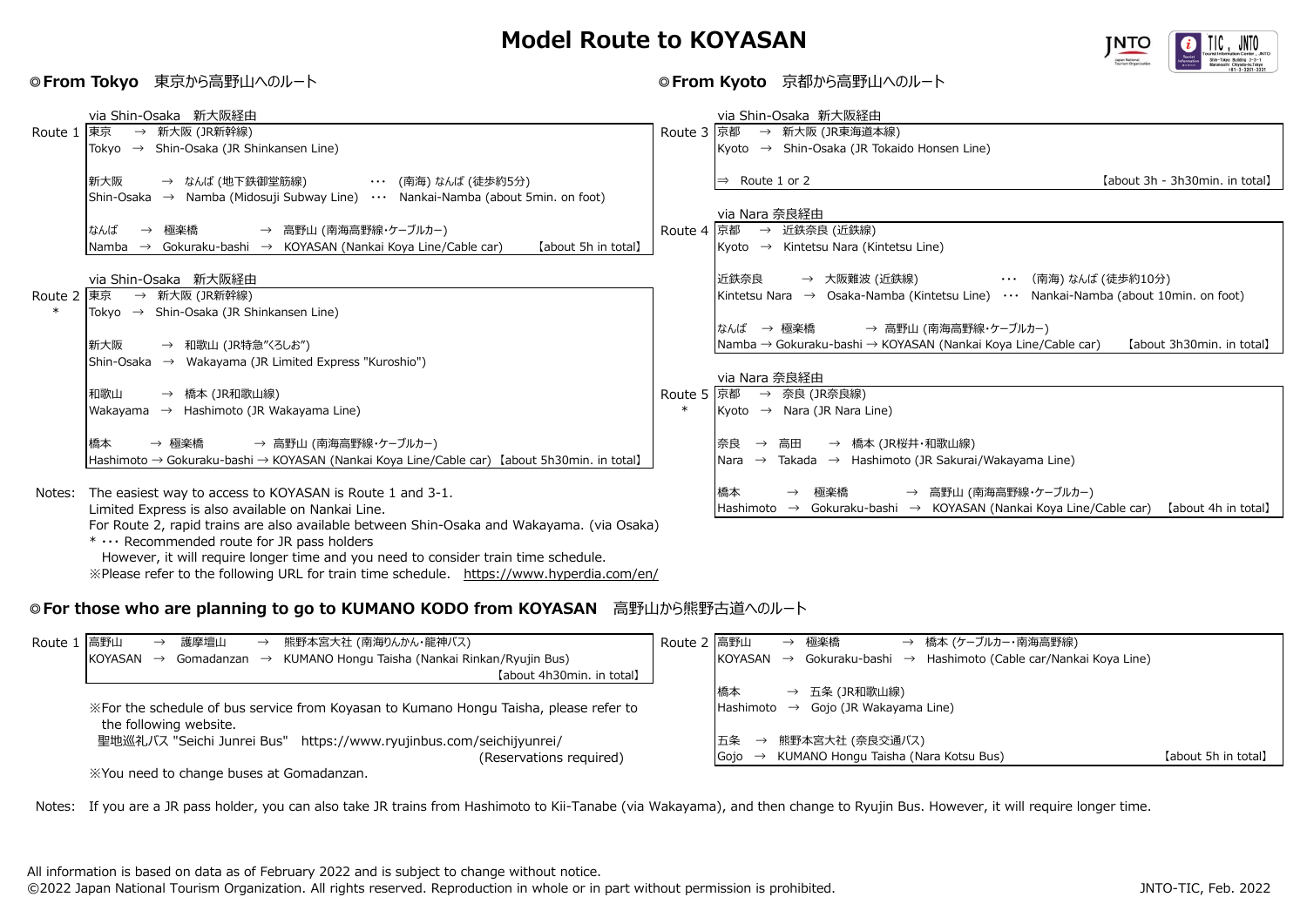# Model Route to KOYASAN

## ◎From Tokyo　東京から高野山へのルート

**Route 1** — via Shin-Osaka　新大阪経由

東京　→　新大阪 (JR新幹線)
Tokyo　→　Shin-Osaka (JR Shinkansen Line)

新大阪　→　なんば (地下鉄御堂筋線)　･･･　(南海) なんば (徒歩約5分)
Shin-Osaka　→　Namba (Midosuji Subway Line)　･･･　Nankai-Namba (about 5min. on foot)

なんば　→　極楽橋　→　高野山 (南海高野線･ケーブルカー)
Namba　→　Gokuraku-bashi　→　KOYASAN (Nankai Koya Line/Cable car)　【about 5h in total】

**Route 2 \*** — via Shin-Osaka　新大阪経由

東京　→　新大阪 (JR新幹線)
Tokyo　→　Shin-Osaka (JR Shinkansen Line)

新大阪　→　和歌山 (JR特急"くろしお")
Shin-Osaka　→　Wakayama (JR Limited Express "Kuroshio")

和歌山　→　橋本 (JR和歌山線)
Wakayama　→　Hashimoto (JR Wakayama Line)

橋本　→　極楽橋　→　高野山 (南海高野線･ケーブルカー)
Hashimoto → Gokuraku-bashi → KOYASAN (Nankai Koya Line/Cable car)【about 5h30min. in total】

Notes: The easiest way to access to KOYASAN is Route 1 and 3-1.
Limited Express is also available on Nankai Line.
For Route 2, rapid trains are also available between Shin-Osaka and Wakayama. (via Osaka)
\* ･･･ Recommended route for JR pass holders
However, it will require longer time and you need to consider train time schedule.
※Please refer to the following URL for train time schedule.　https://www.hyperdia.com/en/

## ◎From Kyoto　京都から高野山へのルート

**Route 3** — via Shin-Osaka　新大阪経由

京都　→　新大阪 (JR東海道本線)
Kyoto　→　Shin-Osaka (JR Tokaido Honsen Line)

⇒　Route 1 or 2　【about 3h - 3h30min. in total】

**Route 4** — via Nara 奈良経由

京都　→　近鉄奈良 (近鉄線)
Kyoto　→　Kintetsu Nara (Kintetsu Line)

近鉄奈良　→　大阪難波 (近鉄線)　･･･　(南海) なんば (徒歩約10分)
Kintetsu Nara　→　Osaka-Namba (Kintetsu Line)　･･･　Nankai-Namba (about 10min. on foot)

なんば　→　極楽橋　→　高野山 (南海高野線･ケーブルカー)
Namba → Gokuraku-bashi → KOYASAN (Nankai Koya Line/Cable car)　【about 3h30min. in total】

**Route 5 \*** — via Nara 奈良経由

京都　→　奈良 (JR奈良線)
Kyoto　→　Nara (JR Nara Line)

奈良　→　高田　→　橋本 (JR桜井･和歌山線)
Nara　→　Takada　→　Hashimoto (JR Sakurai/Wakayama Line)

橋本　→　極楽橋　→　高野山 (南海高野線･ケーブルカー)
Hashimoto　→　Gokuraku-bashi　→　KOYASAN (Nankai Koya Line/Cable car)　【about 4h in total】

## ◎For those who are planning to go to KUMANO KODO from KOYASAN　高野山から熊野古道へのルート

**Route 1**

高野山　→　護摩壇山　→　熊野本宮大社 (南海りんかん･龍神バス)
KOYASAN　→　Gomadanzan　→　KUMANO Hongu Taisha (Nankai Rinkan/Ryujin Bus)
【about 4h30min. in total】

※For the schedule of bus service from Koyasan to Kumano Hongu Taisha, please refer to the following website.
聖地巡礼バス "Seichi Junrei Bus"　https://www.ryujinbus.com/seichijyunrei/
(Reservations required)
※You need to change buses at Gomadanzan.

**Route 2**

高野山　→　極楽橋　→　橋本 (ケーブルカー･南海高野線)
KOYASAN　→　Gokuraku-bashi　→　Hashimoto (Cable car/Nankai Koya Line)

橋本　→　五条 (JR和歌山線)
Hashimoto　→　Gojo (JR Wakayama Line)

五条　→　熊野本宮大社 (奈良交通バス)
Gojo　→　KUMANO Hongu Taisha (Nara Kotsu Bus)　【about 5h in total】

Notes: If you are a JR pass holder, you can also take JR trains from Hashimoto to Kii-Tanabe (via Wakayama), and then change to Ryujin Bus. However, it will require longer time.

All information is based on data as of February 2022 and is subject to change without notice.
©2022 Japan National Tourism Organization. All rights reserved. Reproduction in whole or in part without permission is prohibited.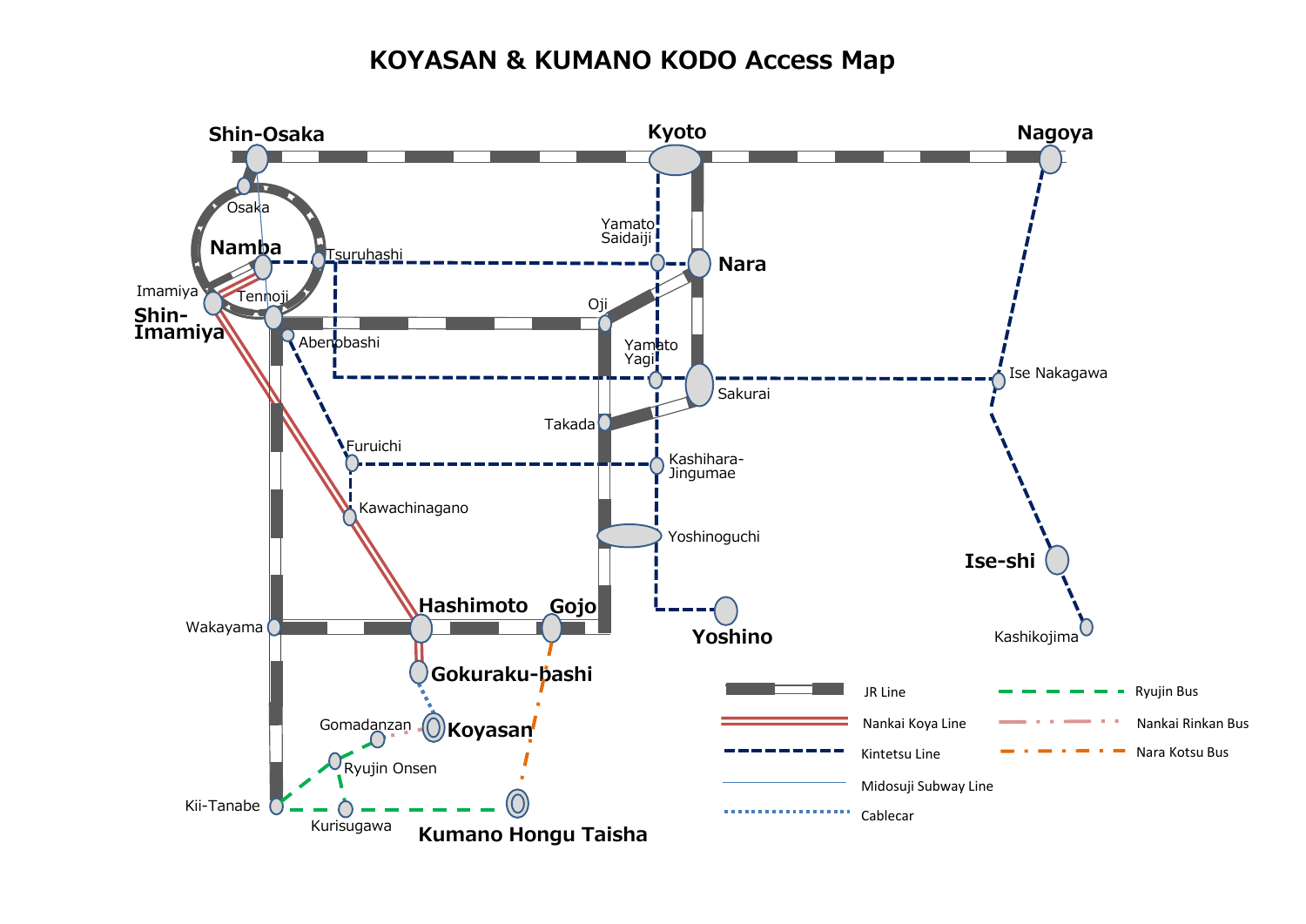# KOYASAN & KUMANO KODO Access Map

Shin-Osaka
Kyoto
Nagoya
Osaka
Namba
Tsuruhashi
Yamato Saidaiji
Nara
Imamiya
Tennoji
Shin-Imamiya
Oji
Abenobashi
Yamato Yagi
Sakurai
Ise Nakagawa
Takada
Furuichi
Kashihara-Jingumae
Kawachinagano
Yoshinoguchi
Ise-shi
Hashimoto
Gojo
Wakayama
Yoshino
Kashikojima
Gokuraku-bashi
Gomadanzan
Koyasan
Ryujin Onsen
Kii-Tanabe
Kurisugawa
Kumano Hongu Taisha

JR Line
Nankai Koya Line
Kintetsu Line
Midosuji Subway Line
Cablecar
Ryujin Bus
Nankai Rinkan Bus
Nara Kotsu Bus